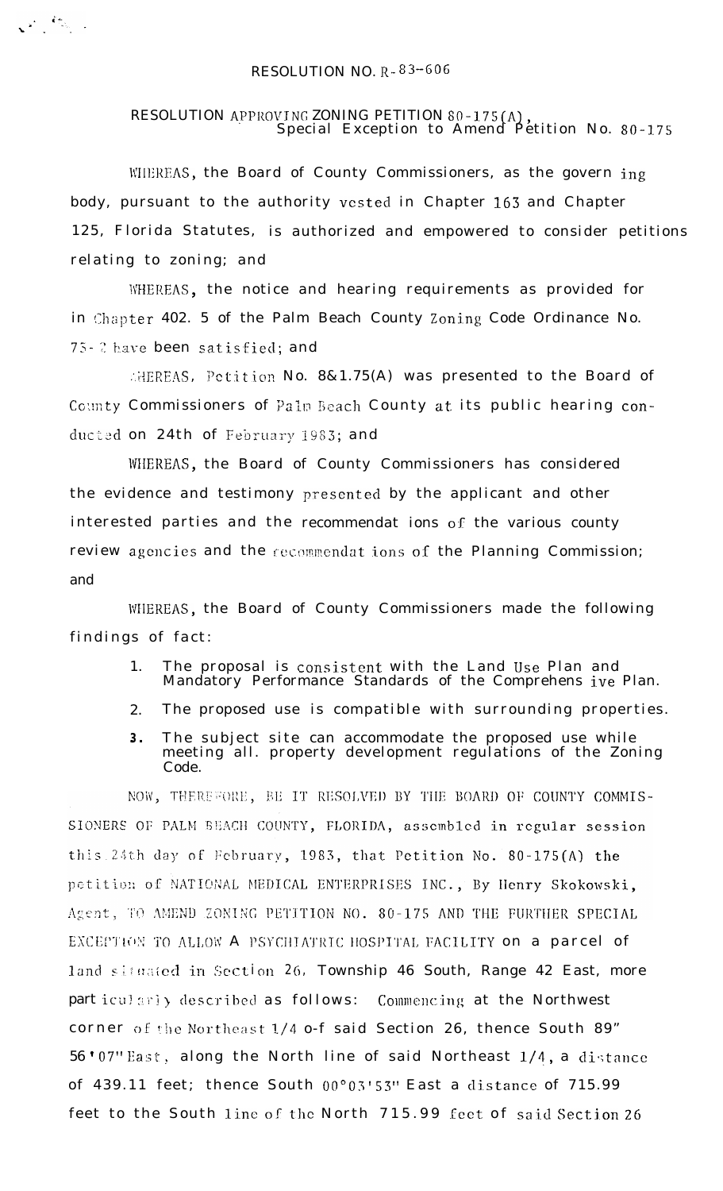# RESOLUTION NO. R-83-606

## RESOLUTION APPROVING ZONING PETITION 80-175(A), Special Exception to Amend Petition No. 80-175

WHEREAS, the Board of County Commissioners, as the governing body, pursuant to the authority vested in Chapter 163 and Chapter 125, Florida Statutes, is authorized and empowered to consider petitions relating to zoning; and

WHEREAS, the notice and hearing requirements as provided for in Chapter 402. 5 of the Palm Beach County Zoning Code Ordinance No. 73-2 have been satisfied; and

WHEREAS, Petition No. 8&1.75(A) was presented to the Board of County Commissioners of Palm Beach County at its public hearing conducted on 24th of February 1983; and

WHEREAS, the Board of County Commissioners has considered the evidence and testimony presented by the applicant and other interested parties and the recommendations of the various county review agencies and the recommendations of the Planning Commission; and

WHEREAS, the Board of County Commissioners made the following findings of fact:

1. The proposal is consistent with the Land Use Plan and Mandatory Performance Standards of the Comprehensive Plan.
2. The proposed use is compatible with surrounding properties.
3. The subject site can accommodate the proposed use while meeting all. property development regulations of the Zoning Code.

NOW, THEREFORE, BE IT RESOLVED BY THE BOARD OF COUNTY COMMISSIONERS OF PALM BEACH COUNTY, FLORIDA, assembled in regular session this 24th day of February, 1983, that Petition No. 80-175(A) the petition of NATIONAL MEDICAL ENTERPRISES INC., By Henry Skokowski, Agent, TO AMEND ZONING PETITION NO. 80-175 AND THE FURTHER SPECIAL EXCEPTION TO ALLOW A PSYCHIATRIC HOSPITAL FACILITY on a parcel of land situated in Section 26, Township 46 South, Range 42 East, more particularly described as follows: Commencing at the Northwest corner of the Northeast 1/4 o-f said Section 26, thence South 89" 56'07" East, along the North line of said Northeast 1/4, a distance of 439.11 feet; thence South 00°03'53" East a distance of 715.99 feet to the South line of the North 715.99 feet of said Section 26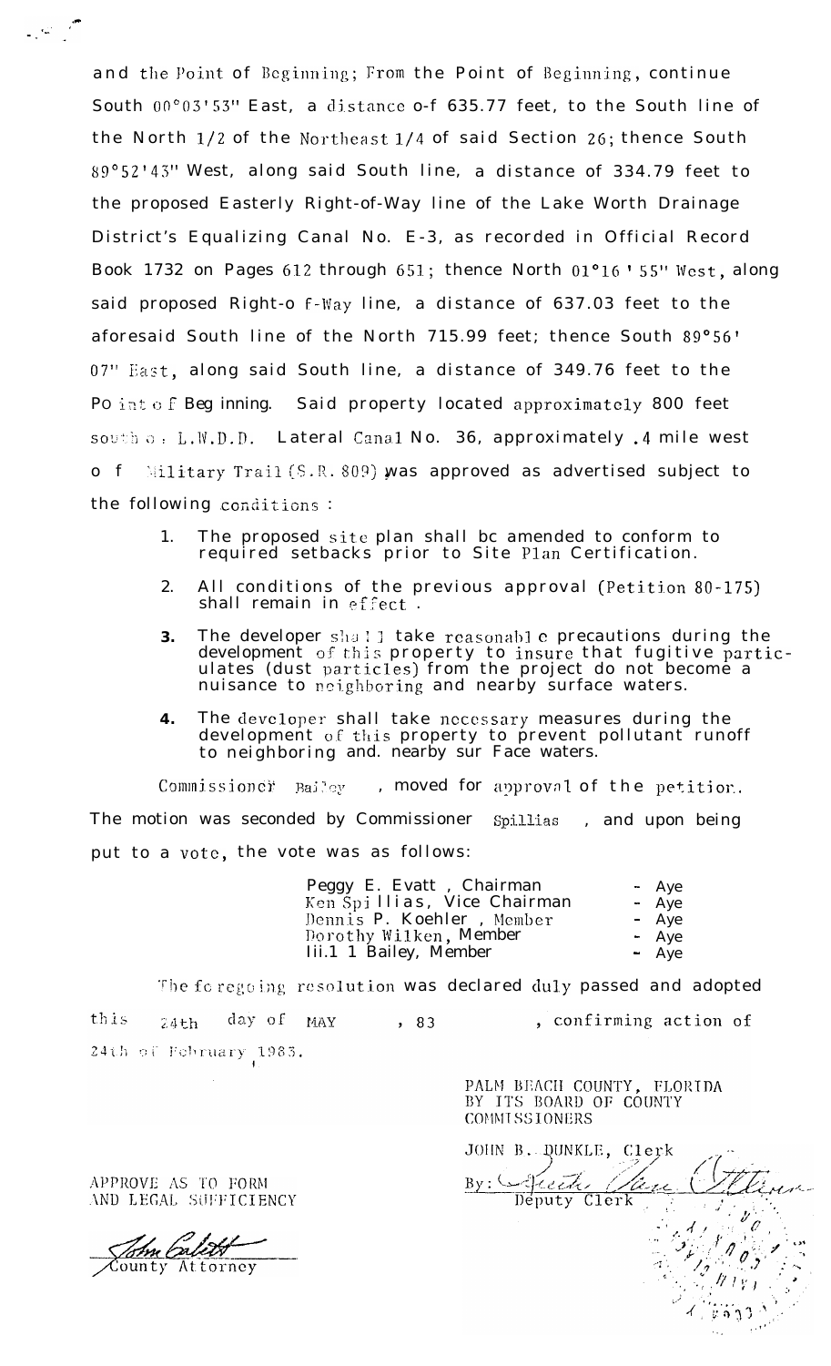and the Point of Beginning; From the Point of Beginning, continue South 00°03'53" East, a distance o-f 635.77 feet, to the South line of the North 1/2 of the Northeast 1/4 of said Section 26; thence South 89°52'43" West, along said South line, a distance of 334.79 feet to the proposed Easterly Right-of-Way line of the Lake Worth Drainage District's Equalizing Canal No. E-3, as recorded in Official Record Book 1732 on Pages 612 through 651; thence North 01°16'55" West, along said proposed Right-o f-Way line, a distance of 637.03 feet to the aforesaid South line of the North 715.99 feet; thence South 89°56' 07" East, along said South line, a distance of 349.76 feet to the Point of Beginning. Said property located approximately 800 feet south of L.W.D.D. Lateral Canal No. 36, approximately .4 mile west of Military Trail (S.R. 809) was approved as advertised subject to the following conditions:

1. The proposed site plan shall be amended to conform to required setbacks prior to Site Plan Certification.
2. All conditions of the previous approval (Petition 80-175) shall remain in effect.
3. The developer shall take reasonable precautions during the development of this property to insure that fugitive particulates (dust particles) from the project do not become a nuisance to neighboring and nearby surface waters.
4. The developer shall take necessary measures during the development of this property to prevent pollutant runoff to neighboring and. nearby sur Face waters.

Commissioner Bailey, moved for approval of the petition. The motion was seconded by Commissioner Spillias, and upon being put to a vote, the vote was as follows:

| | |
|---|---|
| Peggy E. Evatt, Chairman | - Aye |
| Ken Spillias, Vice Chairman | - Aye |
| Dennis P. Koehler, Member | - Aye |
| Dorothy Wilken, Member | - Aye |
| Bill Bailey, Member | - Aye |

The foregoing resolution was declared duly passed and adopted this 24th day of MAY, 83, confirming action of 24th of February 1983.

PALM BEACH COUNTY, FLORIDA
BY ITS BOARD OF COUNTY COMMISSIONERS

JOHN B. DUNKLE, Clerk

By: Deputy Clerk

APPROVE AS TO FORM AND LEGAL SUFFICIENCY

County Attorney